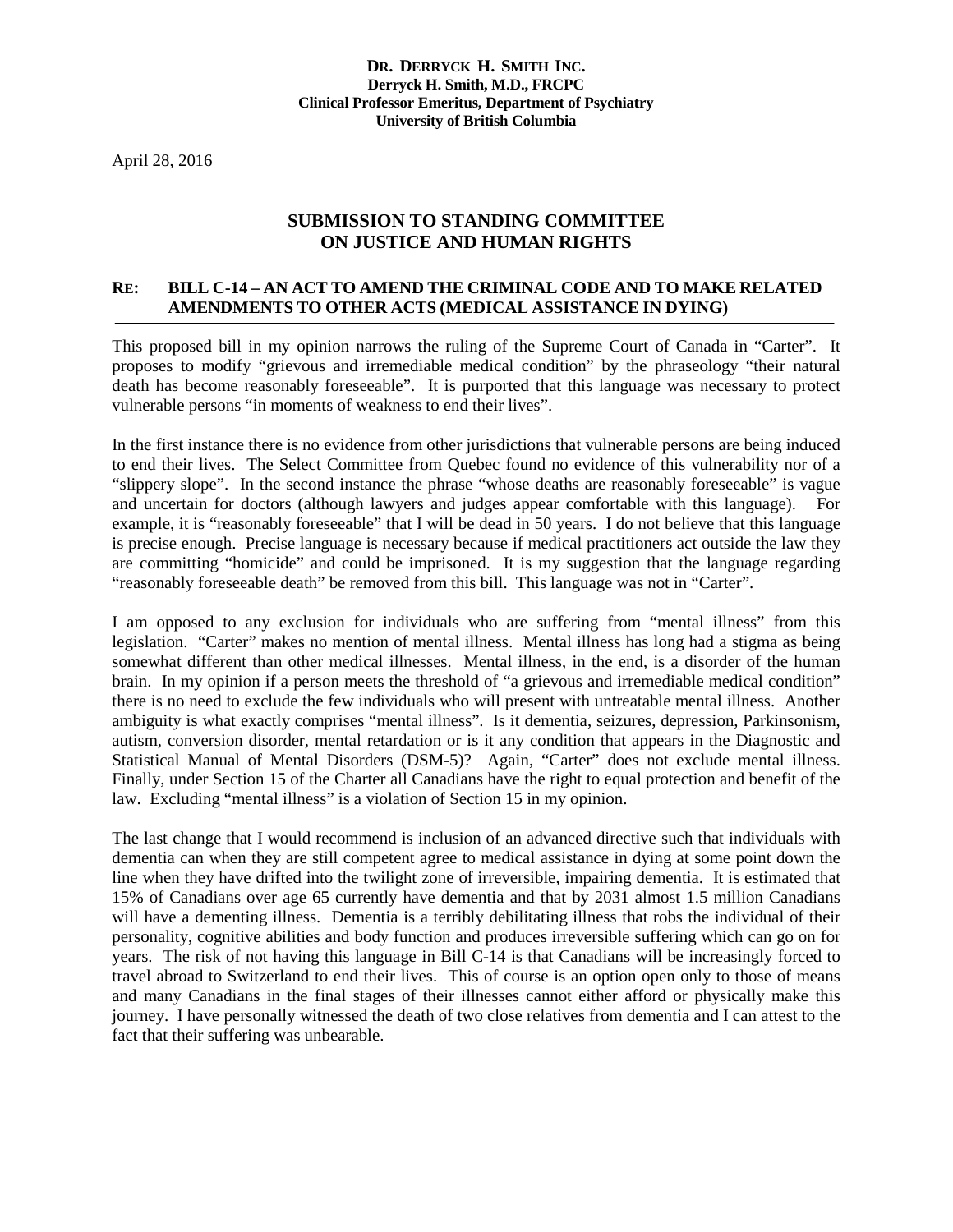**DR. DERRYCK H. SMITH INC.**
**Derryck H. Smith, M.D., FRCPC**
**Clinical Professor Emeritus, Department of Psychiatry**
**University of British Columbia**

April 28, 2016

## SUBMISSION TO STANDING COMMITTEE ON JUSTICE AND HUMAN RIGHTS

**RE: BILL C-14 – AN ACT TO AMEND THE CRIMINAL CODE AND TO MAKE RELATED AMENDMENTS TO OTHER ACTS (MEDICAL ASSISTANCE IN DYING)**

This proposed bill in my opinion narrows the ruling of the Supreme Court of Canada in "Carter". It proposes to modify "grievous and irremediable medical condition" by the phraseology "their natural death has become reasonably foreseeable". It is purported that this language was necessary to protect vulnerable persons "in moments of weakness to end their lives".

In the first instance there is no evidence from other jurisdictions that vulnerable persons are being induced to end their lives. The Select Committee from Quebec found no evidence of this vulnerability nor of a "slippery slope". In the second instance the phrase "whose deaths are reasonably foreseeable" is vague and uncertain for doctors (although lawyers and judges appear comfortable with this language). For example, it is "reasonably foreseeable" that I will be dead in 50 years. I do not believe that this language is precise enough. Precise language is necessary because if medical practitioners act outside the law they are committing "homicide" and could be imprisoned. It is my suggestion that the language regarding "reasonably foreseeable death" be removed from this bill. This language was not in "Carter".

I am opposed to any exclusion for individuals who are suffering from "mental illness" from this legislation. "Carter" makes no mention of mental illness. Mental illness has long had a stigma as being somewhat different than other medical illnesses. Mental illness, in the end, is a disorder of the human brain. In my opinion if a person meets the threshold of "a grievous and irremediable medical condition" there is no need to exclude the few individuals who will present with untreatable mental illness. Another ambiguity is what exactly comprises "mental illness". Is it dementia, seizures, depression, Parkinsonism, autism, conversion disorder, mental retardation or is it any condition that appears in the Diagnostic and Statistical Manual of Mental Disorders (DSM-5)? Again, "Carter" does not exclude mental illness. Finally, under Section 15 of the Charter all Canadians have the right to equal protection and benefit of the law. Excluding "mental illness" is a violation of Section 15 in my opinion.

The last change that I would recommend is inclusion of an advanced directive such that individuals with dementia can when they are still competent agree to medical assistance in dying at some point down the line when they have drifted into the twilight zone of irreversible, impairing dementia. It is estimated that 15% of Canadians over age 65 currently have dementia and that by 2031 almost 1.5 million Canadians will have a dementing illness. Dementia is a terribly debilitating illness that robs the individual of their personality, cognitive abilities and body function and produces irreversible suffering which can go on for years. The risk of not having this language in Bill C-14 is that Canadians will be increasingly forced to travel abroad to Switzerland to end their lives. This of course is an option open only to those of means and many Canadians in the final stages of their illnesses cannot either afford or physically make this journey. I have personally witnessed the death of two close relatives from dementia and I can attest to the fact that their suffering was unbearable.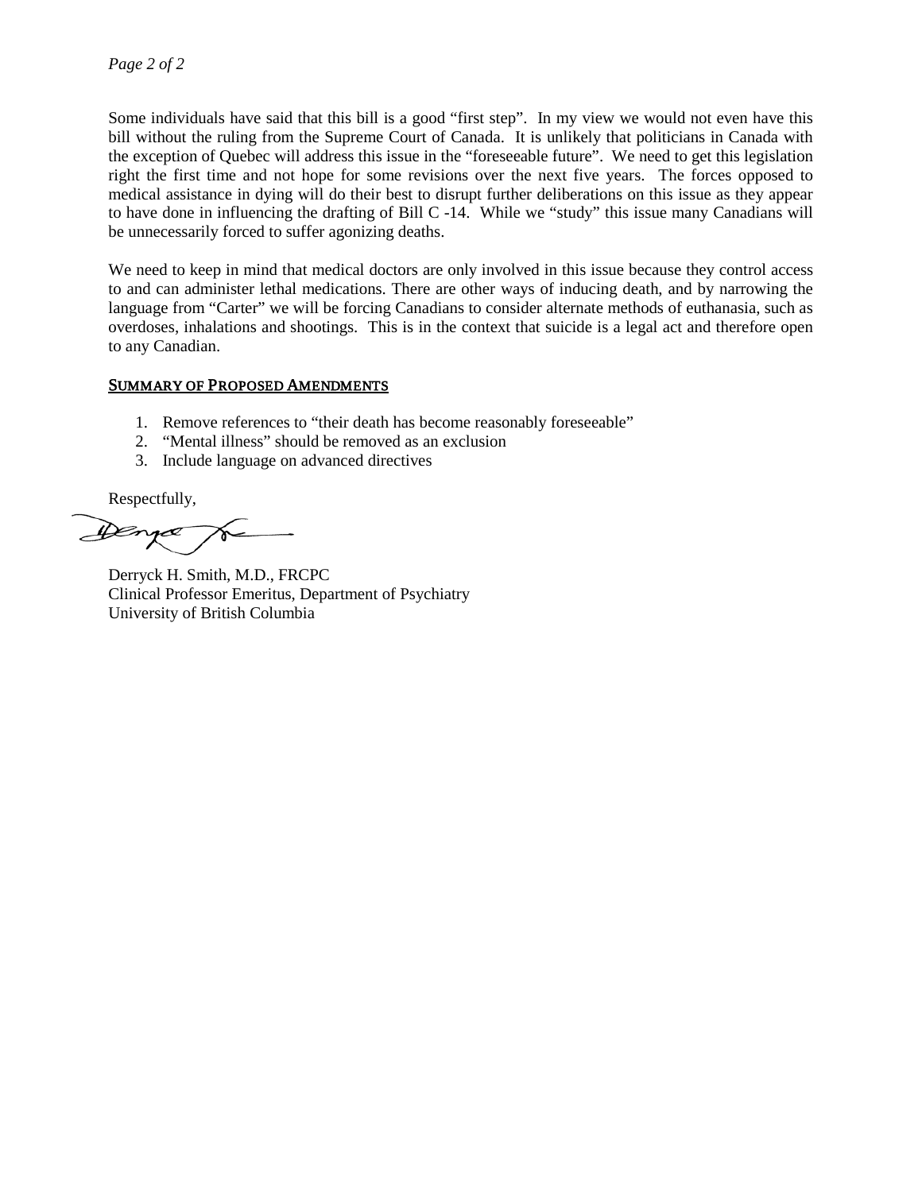Some individuals have said that this bill is a good "first step". In my view we would not even have this bill without the ruling from the Supreme Court of Canada. It is unlikely that politicians in Canada with the exception of Quebec will address this issue in the "foreseeable future". We need to get this legislation right the first time and not hope for some revisions over the next five years. The forces opposed to medical assistance in dying will do their best to disrupt further deliberations on this issue as they appear to have done in influencing the drafting of Bill C -14. While we "study" this issue many Canadians will be unnecessarily forced to suffer agonizing deaths.

We need to keep in mind that medical doctors are only involved in this issue because they control access to and can administer lethal medications. There are other ways of inducing death, and by narrowing the language from "Carter" we will be forcing Canadians to consider alternate methods of euthanasia, such as overdoses, inhalations and shootings. This is in the context that suicide is a legal act and therefore open to any Canadian.

## SUMMARY OF PROPOSED AMENDMENTS

1. Remove references to "their death has become reasonably foreseeable"
2. "Mental illness" should be removed as an exclusion
3. Include language on advanced directives

Respectfully,

Derryck H. Smith, M.D., FRCPC
Clinical Professor Emeritus, Department of Psychiatry
University of British Columbia